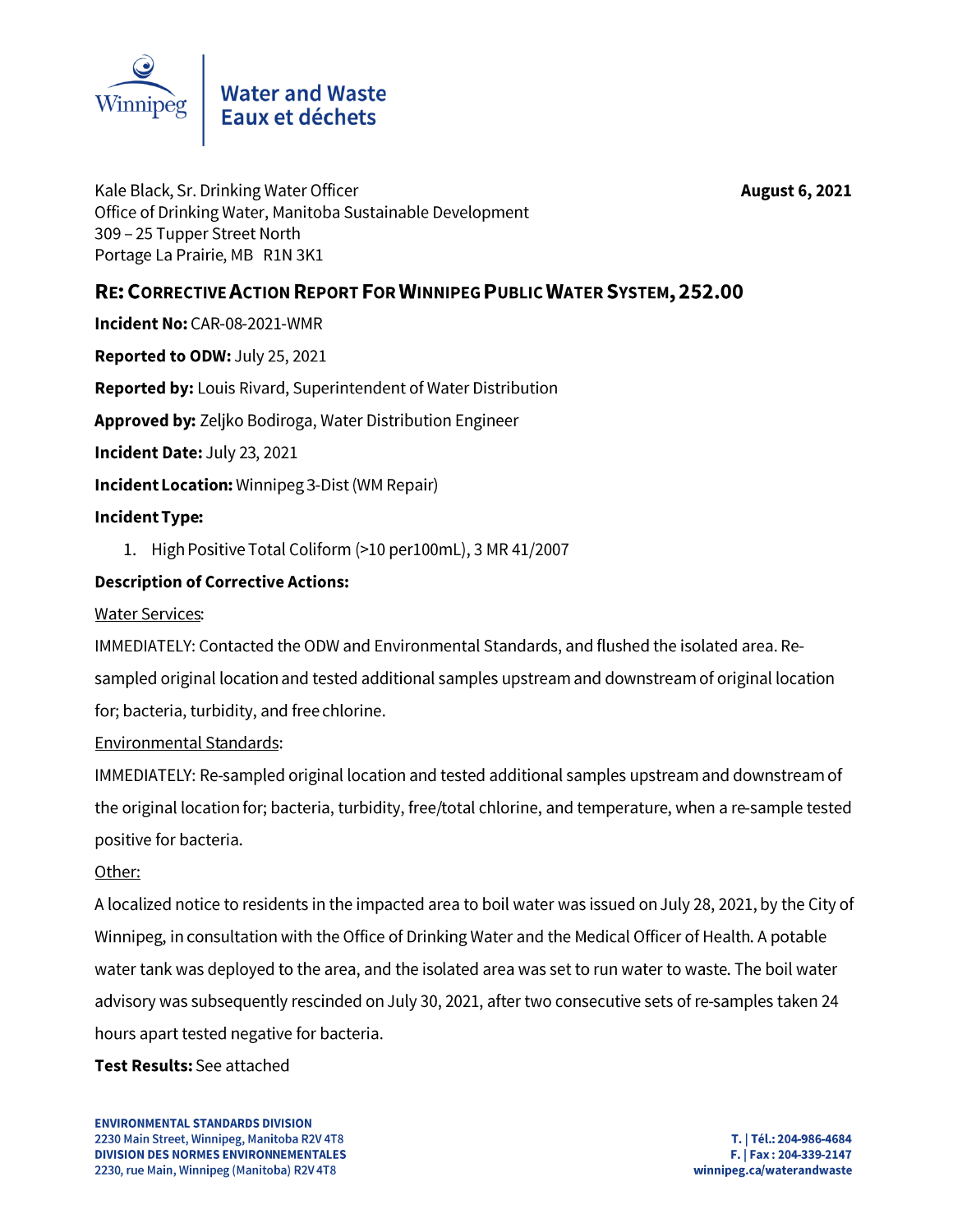Water and Waste
Eaux et déchets

Kale Black, Sr. Drinking Water Officer
Office of Drinking Water, Manitoba Sustainable Development
309 – 25 Tupper Street North
Portage La Prairie, MB R1N 3K1

**August 6, 2021**

## RE: Corrective Action Report For Winnipeg Public Water System, 252.00

**Incident No:** CAR-08-2021-WMR

**Reported to ODW:** July 25, 2021

**Reported by:** Louis Rivard, Superintendent of Water Distribution

**Approved by:** Zeljko Bodiroga, Water Distribution Engineer

**Incident Date:** July 23, 2021

**Incident Location:** Winnipeg 3-Dist (WM Repair)

**Incident Type:**

1. High Positive Total Coliform (>10 per100mL), 3 MR 41/2007

**Description of Corrective Actions:**

Water Services:

IMMEDIATELY: Contacted the ODW and Environmental Standards, and flushed the isolated area. Re-sampled original location and tested additional samples upstream and downstream of original location for; bacteria, turbidity, and free chlorine.

Environmental Standards:

IMMEDIATELY: Re-sampled original location and tested additional samples upstream and downstream of the original location for; bacteria, turbidity, free/total chlorine, and temperature, when a re-sample tested positive for bacteria.

Other:

A localized notice to residents in the impacted area to boil water was issued on July 28, 2021, by the City of Winnipeg, in consultation with the Office of Drinking Water and the Medical Officer of Health. A potable water tank was deployed to the area, and the isolated area was set to run water to waste. The boil water advisory was subsequently rescinded on July 30, 2021, after two consecutive sets of re-samples taken 24 hours apart tested negative for bacteria.

**Test Results:** See attached

**ENVIRONMENTAL STANDARDS DIVISION**
2230 Main Street, Winnipeg, Manitoba R2V 4T8
**DIVISION DES NORMES ENVIRONNEMENTALES**
2230, rue Main, Winnipeg (Manitoba) R2V 4T8

T. | Tél.: 204-986-4684
F. | Fax : 204-339-2147
winnipeg.ca/waterandwaste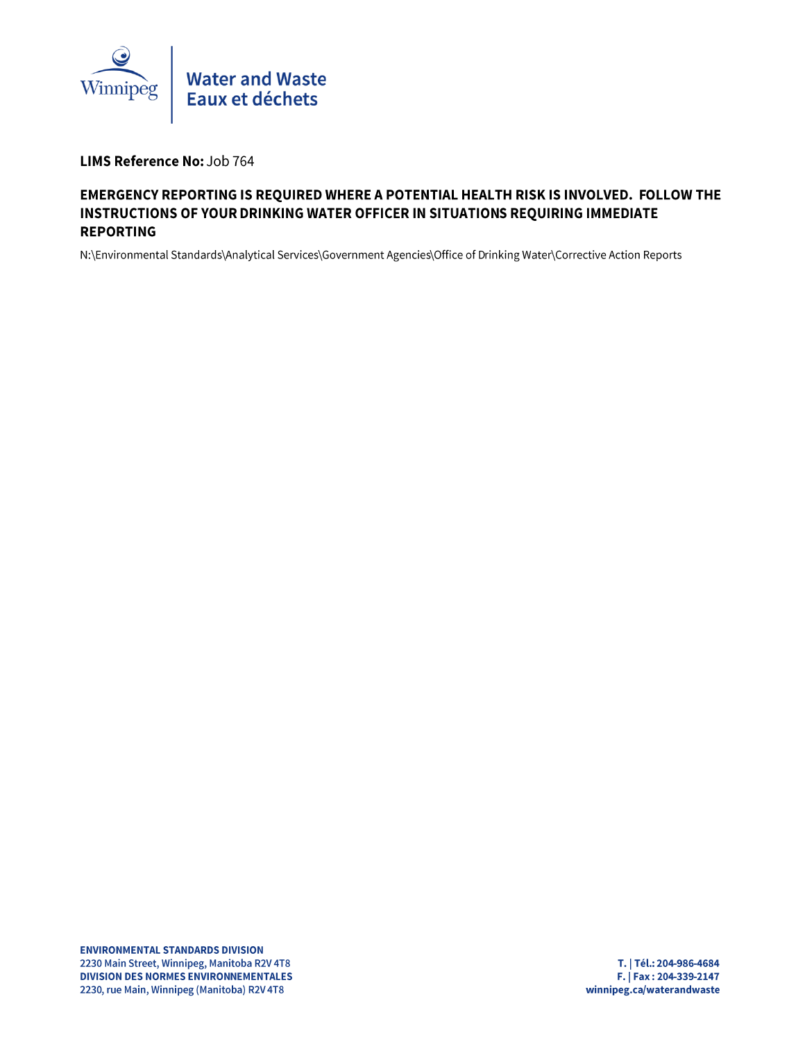**LIMS Reference No:** Job 764

**EMERGENCY REPORTING IS REQUIRED WHERE A POTENTIAL HEALTH RISK IS INVOLVED. FOLLOW THE INSTRUCTIONS OF YOUR DRINKING WATER OFFICER IN SITUATIONS REQUIRING IMMEDIATE REPORTING**

N:\Environmental Standards\Analytical Services\Government Agencies\Office of Drinking Water\Corrective Action Reports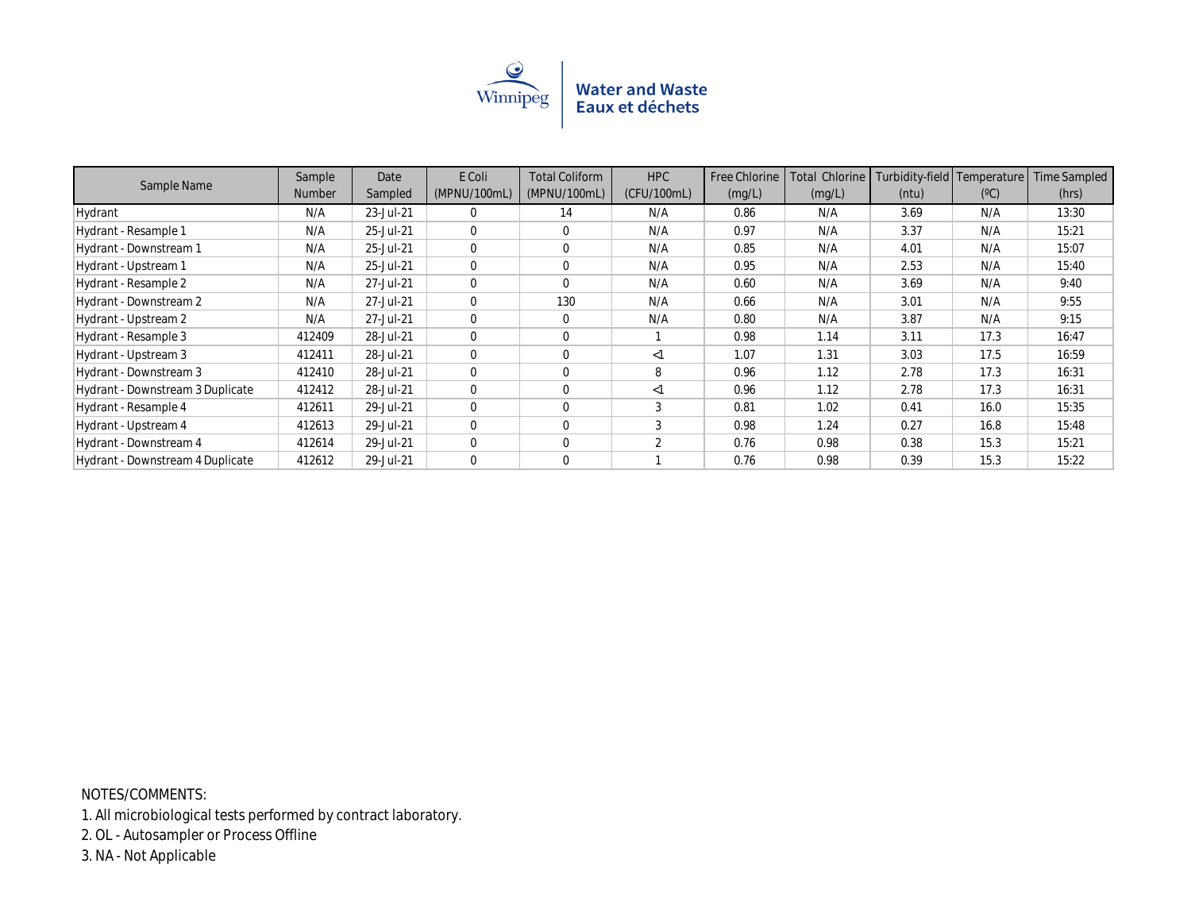Winnipeg | Water and Waste
Eaux et déchets

| Sample Name | Sample Number | Date Sampled | E Coli (MPNU/100mL) | Total Coliform (MPNU/100mL) | HPC (CFU/100mL) | Free Chlorine (mg/L) | Total Chlorine (mg/L) | Turbidity-field (ntu) | Temperature (ºC) | Time Sampled (hrs) |
|---|---|---|---|---|---|---|---|---|---|---|
| Hydrant | N/A | 23-Jul-21 | 0 | 14 | N/A | 0.86 | N/A | 3.69 | N/A | 13:30 |
| Hydrant - Resample 1 | N/A | 25-Jul-21 | 0 | 0 | N/A | 0.97 | N/A | 3.37 | N/A | 15:21 |
| Hydrant - Downstream 1 | N/A | 25-Jul-21 | 0 | 0 | N/A | 0.85 | N/A | 4.01 | N/A | 15:07 |
| Hydrant - Upstream 1 | N/A | 25-Jul-21 | 0 | 0 | N/A | 0.95 | N/A | 2.53 | N/A | 15:40 |
| Hydrant - Resample 2 | N/A | 27-Jul-21 | 0 | 0 | N/A | 0.60 | N/A | 3.69 | N/A | 9:40 |
| Hydrant - Downstream 2 | N/A | 27-Jul-21 | 0 | 130 | N/A | 0.66 | N/A | 3.01 | N/A | 9:55 |
| Hydrant - Upstream 2 | N/A | 27-Jul-21 | 0 | 0 | N/A | 0.80 | N/A | 3.87 | N/A | 9:15 |
| Hydrant - Resample 3 | 412409 | 28-Jul-21 | 0 | 0 | 1 | 0.98 | 1.14 | 3.11 | 17.3 | 16:47 |
| Hydrant - Upstream 3 | 412411 | 28-Jul-21 | 0 | 0 | <1 | 1.07 | 1.31 | 3.03 | 17.5 | 16:59 |
| Hydrant - Downstream 3 | 412410 | 28-Jul-21 | 0 | 0 | 8 | 0.96 | 1.12 | 2.78 | 17.3 | 16:31 |
| Hydrant - Downstream 3 Duplicate | 412412 | 28-Jul-21 | 0 | 0 | <1 | 0.96 | 1.12 | 2.78 | 17.3 | 16:31 |
| Hydrant - Resample 4 | 412611 | 29-Jul-21 | 0 | 0 | 3 | 0.81 | 1.02 | 0.41 | 16.0 | 15:35 |
| Hydrant - Upstream 4 | 412613 | 29-Jul-21 | 0 | 0 | 3 | 0.98 | 1.24 | 0.27 | 16.8 | 15:48 |
| Hydrant - Downstream 4 | 412614 | 29-Jul-21 | 0 | 0 | 2 | 0.76 | 0.98 | 0.38 | 15.3 | 15:21 |
| Hydrant - Downstream 4 Duplicate | 412612 | 29-Jul-21 | 0 | 0 | 1 | 0.76 | 0.98 | 0.39 | 15.3 | 15:22 |

NOTES/COMMENTS:
1. All microbiological tests performed by contract laboratory.
2. OL - Autosampler or Process Offline
3. NA - Not Applicable